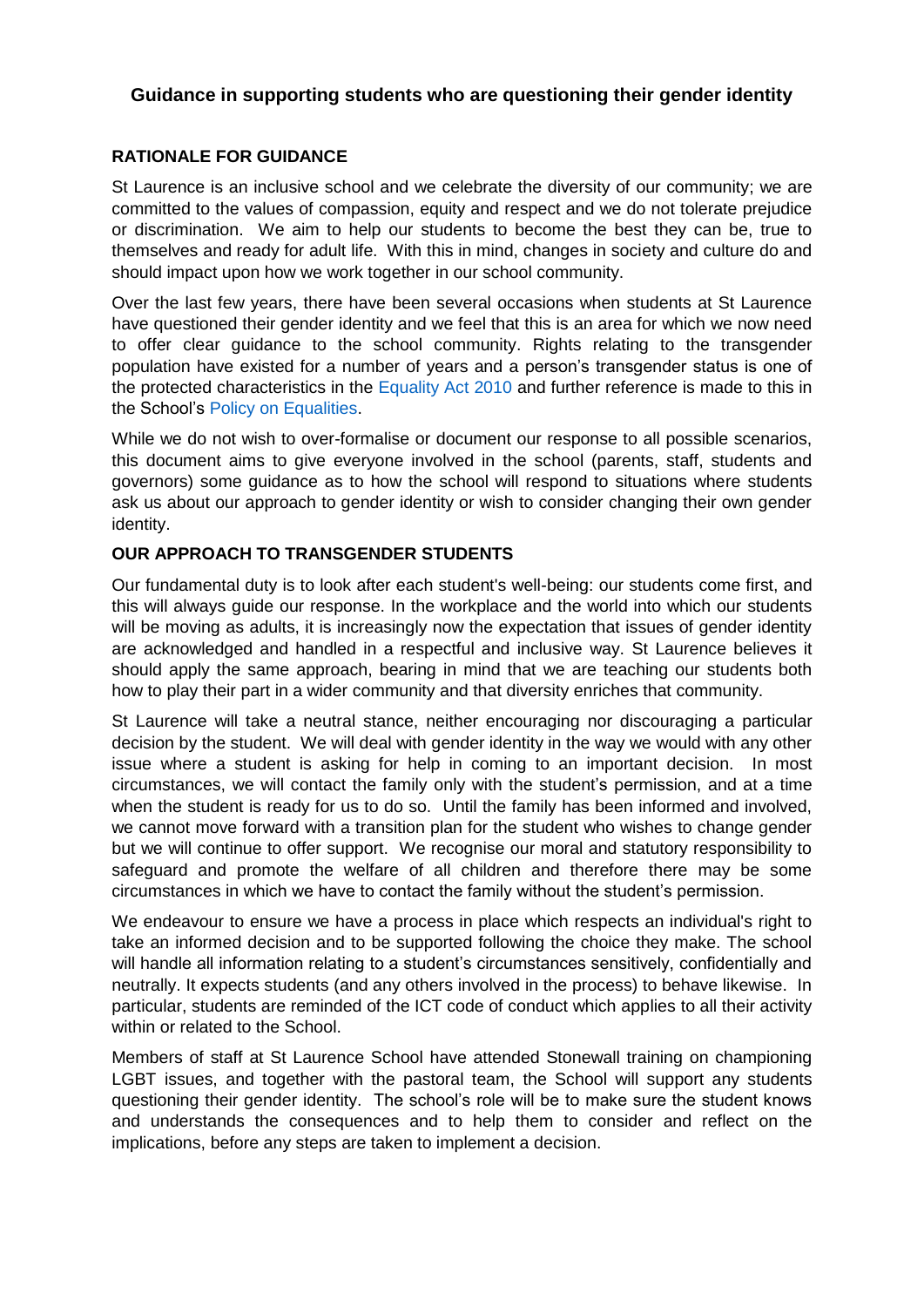## Guidance in supporting students who are questioning their gender identity

### RATIONALE FOR GUIDANCE

St Laurence is an inclusive school and we celebrate the diversity of our community; we are committed to the values of compassion, equity and respect and we do not tolerate prejudice or discrimination. We aim to help our students to become the best they can be, true to themselves and ready for adult life. With this in mind, changes in society and culture do and should impact upon how we work together in our school community.

Over the last few years, there have been several occasions when students at St Laurence have questioned their gender identity and we feel that this is an area for which we now need to offer clear guidance to the school community. Rights relating to the transgender population have existed for a number of years and a person's transgender status is one of the protected characteristics in the Equality Act 2010 and further reference is made to this in the School's Policy on Equalities.

While we do not wish to over-formalise or document our response to all possible scenarios, this document aims to give everyone involved in the school (parents, staff, students and governors) some guidance as to how the school will respond to situations where students ask us about our approach to gender identity or wish to consider changing their own gender identity.

### OUR APPROACH TO TRANSGENDER STUDENTS

Our fundamental duty is to look after each student's well-being: our students come first, and this will always guide our response. In the workplace and the world into which our students will be moving as adults, it is increasingly now the expectation that issues of gender identity are acknowledged and handled in a respectful and inclusive way. St Laurence believes it should apply the same approach, bearing in mind that we are teaching our students both how to play their part in a wider community and that diversity enriches that community.

St Laurence will take a neutral stance, neither encouraging nor discouraging a particular decision by the student. We will deal with gender identity in the way we would with any other issue where a student is asking for help in coming to an important decision. In most circumstances, we will contact the family only with the student's permission, and at a time when the student is ready for us to do so. Until the family has been informed and involved, we cannot move forward with a transition plan for the student who wishes to change gender but we will continue to offer support. We recognise our moral and statutory responsibility to safeguard and promote the welfare of all children and therefore there may be some circumstances in which we have to contact the family without the student's permission.

We endeavour to ensure we have a process in place which respects an individual's right to take an informed decision and to be supported following the choice they make. The school will handle all information relating to a student's circumstances sensitively, confidentially and neutrally. It expects students (and any others involved in the process) to behave likewise. In particular, students are reminded of the ICT code of conduct which applies to all their activity within or related to the School.

Members of staff at St Laurence School have attended Stonewall training on championing LGBT issues, and together with the pastoral team, the School will support any students questioning their gender identity. The school's role will be to make sure the student knows and understands the consequences and to help them to consider and reflect on the implications, before any steps are taken to implement a decision.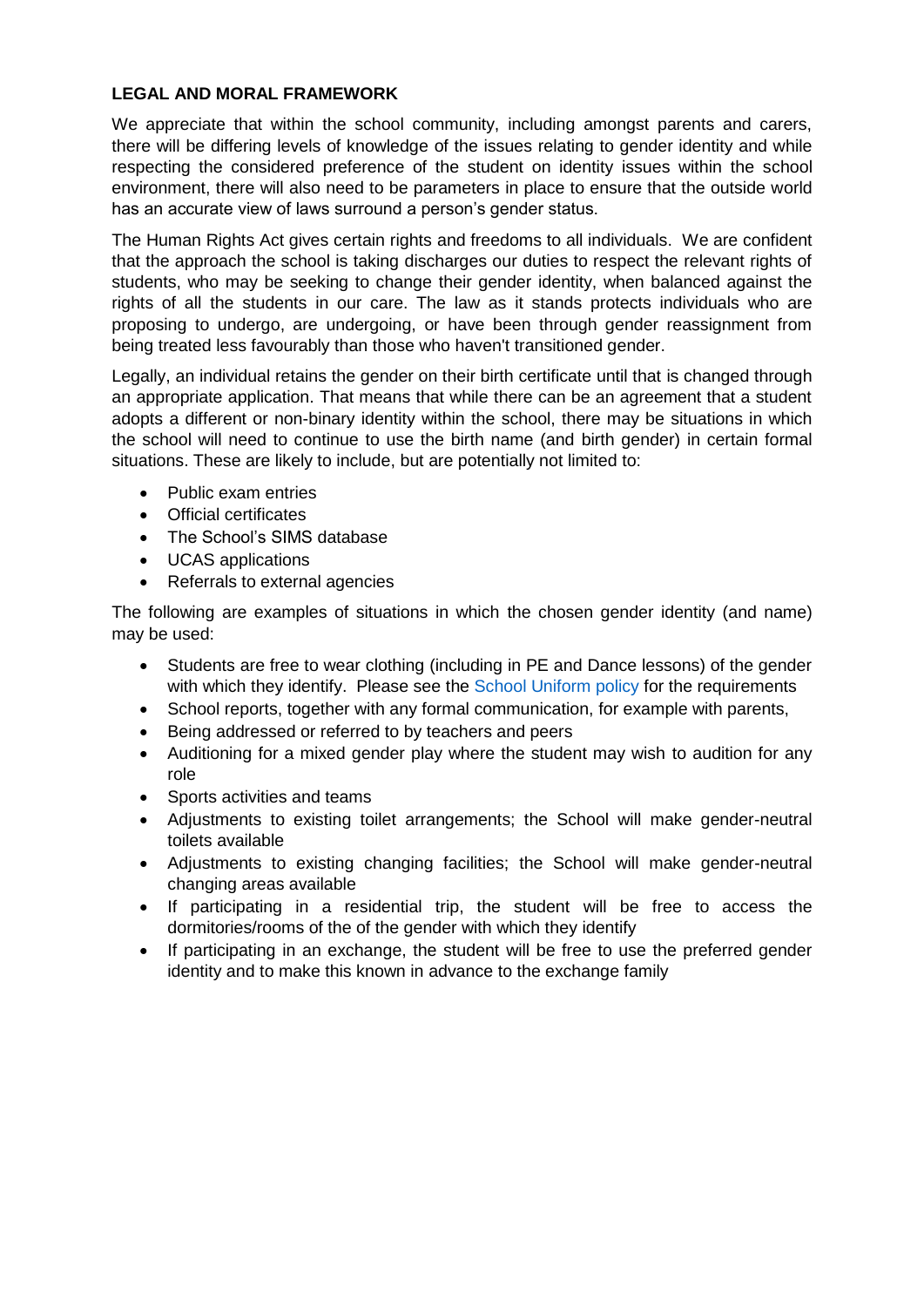**LEGAL AND MORAL FRAMEWORK**

We appreciate that within the school community, including amongst parents and carers, there will be differing levels of knowledge of the issues relating to gender identity and while respecting the considered preference of the student on identity issues within the school environment, there will also need to be parameters in place to ensure that the outside world has an accurate view of laws surround a person's gender status.

The Human Rights Act gives certain rights and freedoms to all individuals. We are confident that the approach the school is taking discharges our duties to respect the relevant rights of students, who may be seeking to change their gender identity, when balanced against the rights of all the students in our care. The law as it stands protects individuals who are proposing to undergo, are undergoing, or have been through gender reassignment from being treated less favourably than those who haven't transitioned gender.

Legally, an individual retains the gender on their birth certificate until that is changed through an appropriate application. That means that while there can be an agreement that a student adopts a different or non-binary identity within the school, there may be situations in which the school will need to continue to use the birth name (and birth gender) in certain formal situations. These are likely to include, but are potentially not limited to:

- Public exam entries
- Official certificates
- The School's SIMS database
- UCAS applications
- Referrals to external agencies

The following are examples of situations in which the chosen gender identity (and name) may be used:

- Students are free to wear clothing (including in PE and Dance lessons) of the gender with which they identify. Please see the School Uniform policy for the requirements
- School reports, together with any formal communication, for example with parents,
- Being addressed or referred to by teachers and peers
- Auditioning for a mixed gender play where the student may wish to audition for any role
- Sports activities and teams
- Adjustments to existing toilet arrangements; the School will make gender-neutral toilets available
- Adjustments to existing changing facilities; the School will make gender-neutral changing areas available
- If participating in a residential trip, the student will be free to access the dormitories/rooms of the of the gender with which they identify
- If participating in an exchange, the student will be free to use the preferred gender identity and to make this known in advance to the exchange family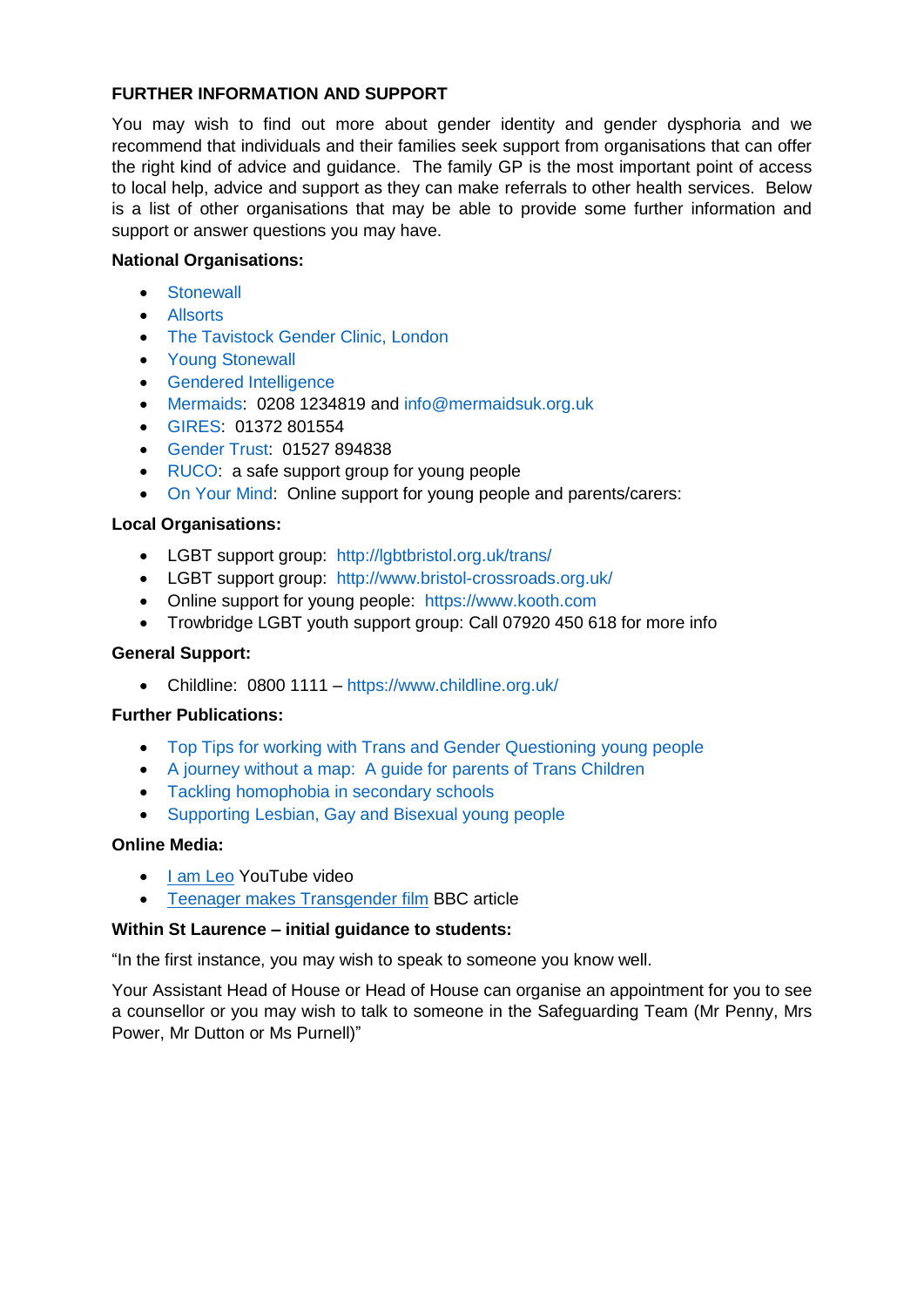## FURTHER INFORMATION AND SUPPORT

You may wish to find out more about gender identity and gender dysphoria and we recommend that individuals and their families seek support from organisations that can offer the right kind of advice and guidance. The family GP is the most important point of access to local help, advice and support as they can make referrals to other health services. Below is a list of other organisations that may be able to provide some further information and support or answer questions you may have.

**National Organisations:**

- Stonewall
- Allsorts
- The Tavistock Gender Clinic, London
- Young Stonewall
- Gendered Intelligence
- Mermaids: 0208 1234819 and info@mermaidsuk.org.uk
- GIRES: 01372 801554
- Gender Trust: 01527 894838
- RUCO: a safe support group for young people
- On Your Mind: Online support for young people and parents/carers:

**Local Organisations:**

- LGBT support group: http://lgbtbristol.org.uk/trans/
- LGBT support group: http://www.bristol-crossroads.org.uk/
- Online support for young people: https://www.kooth.com
- Trowbridge LGBT youth support group: Call 07920 450 618 for more info

**General Support:**

- Childline: 0800 1111 – https://www.childline.org.uk/

**Further Publications:**

- Top Tips for working with Trans and Gender Questioning young people
- A journey without a map: A guide for parents of Trans Children
- Tackling homophobia in secondary schools
- Supporting Lesbian, Gay and Bisexual young people

**Online Media:**

- I am Leo YouTube video
- Teenager makes Transgender film BBC article

**Within St Laurence – initial guidance to students:**

"In the first instance, you may wish to speak to someone you know well.

Your Assistant Head of House or Head of House can organise an appointment for you to see a counsellor or you may wish to talk to someone in the Safeguarding Team (Mr Penny, Mrs Power, Mr Dutton or Ms Purnell)"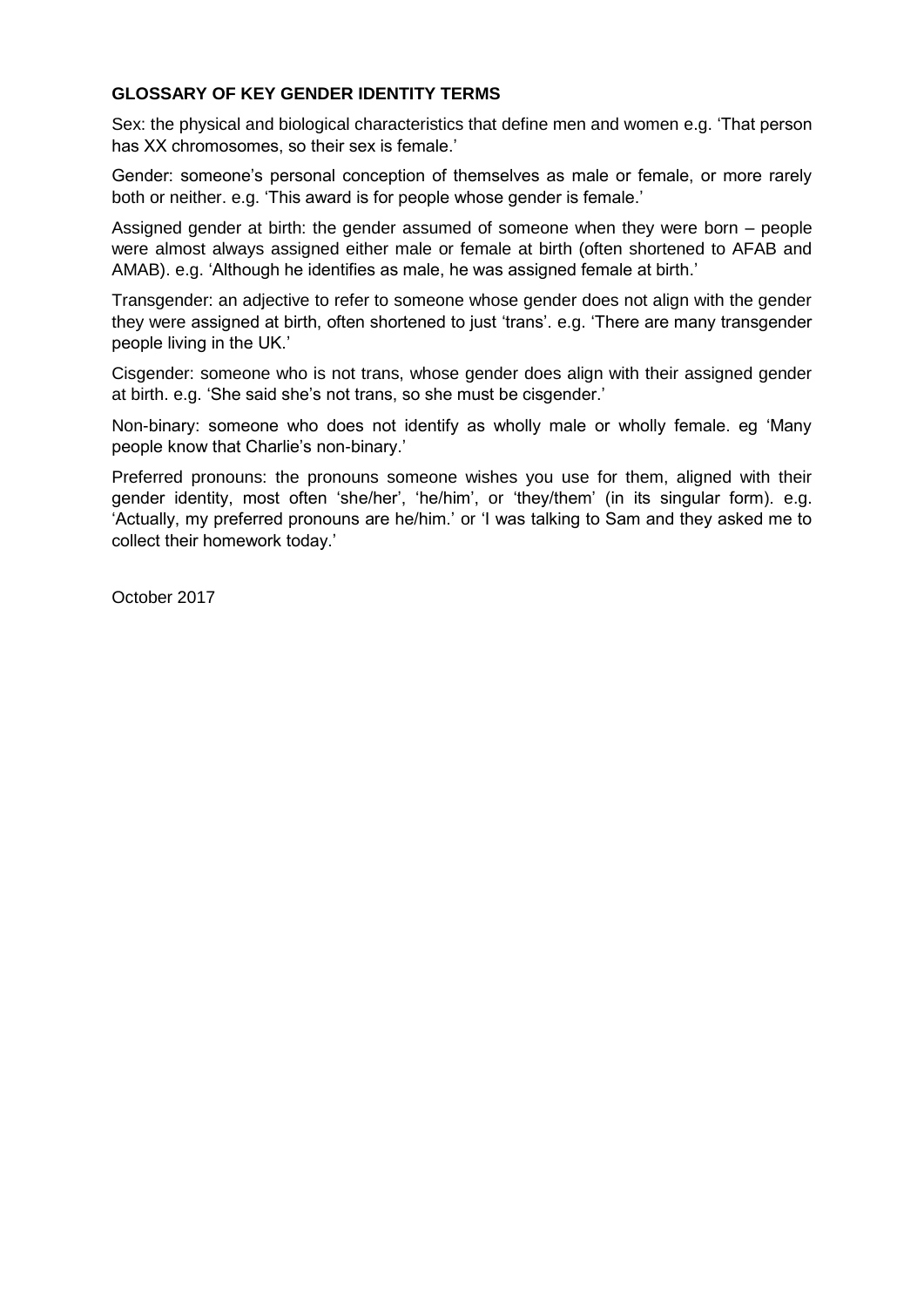**GLOSSARY OF KEY GENDER IDENTITY TERMS**

Sex: the physical and biological characteristics that define men and women e.g. 'That person has XX chromosomes, so their sex is female.'

Gender: someone's personal conception of themselves as male or female, or more rarely both or neither. e.g. 'This award is for people whose gender is female.'

Assigned gender at birth: the gender assumed of someone when they were born – people were almost always assigned either male or female at birth (often shortened to AFAB and AMAB). e.g. 'Although he identifies as male, he was assigned female at birth.'

Transgender: an adjective to refer to someone whose gender does not align with the gender they were assigned at birth, often shortened to just 'trans'. e.g. 'There are many transgender people living in the UK.'

Cisgender: someone who is not trans, whose gender does align with their assigned gender at birth. e.g. 'She said she's not trans, so she must be cisgender.'

Non-binary: someone who does not identify as wholly male or wholly female. eg 'Many people know that Charlie's non-binary.'

Preferred pronouns: the pronouns someone wishes you use for them, aligned with their gender identity, most often 'she/her', 'he/him', or 'they/them' (in its singular form). e.g. 'Actually, my preferred pronouns are he/him.' or 'I was talking to Sam and they asked me to collect their homework today.'

October 2017